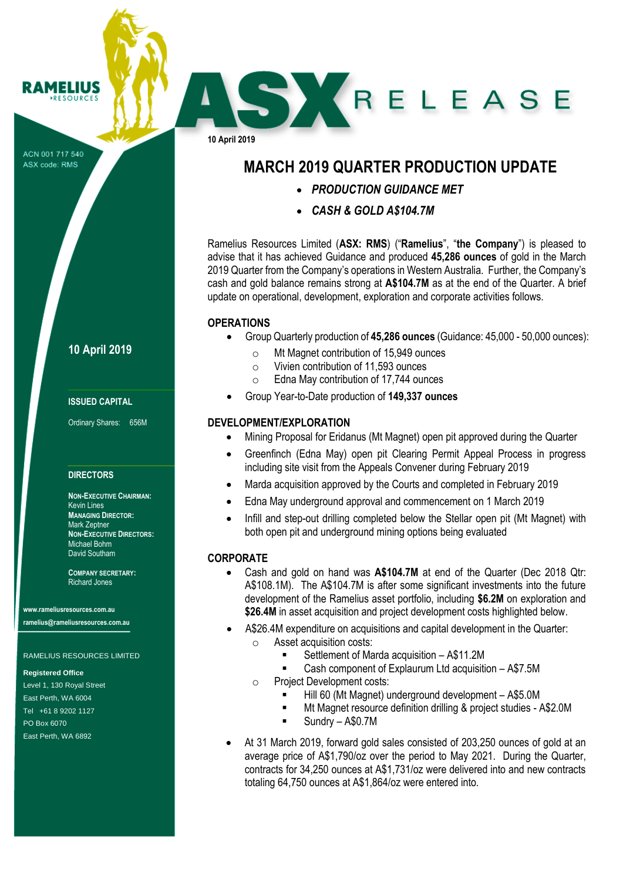RAMELIUS RESOURCES

ACN 001 717 540
ASX code: RMS

# ASX RELEASE

10 April 2019

## MARCH 2019 QUARTER PRODUCTION UPDATE

- ***PRODUCTION GUIDANCE MET***
- ***CASH & GOLD A$104.7M***

Ramelius Resources Limited (**ASX: RMS**) ("**Ramelius**", "**the Company**") is pleased to advise that it has achieved Guidance and produced **45,286 ounces** of gold in the March 2019 Quarter from the Company's operations in Western Australia. Further, the Company's cash and gold balance remains strong at **A$104.7M** as at the end of the Quarter. A brief update on operational, development, exploration and corporate activities follows.

### OPERATIONS

- Group Quarterly production of **45,286 ounces** (Guidance: 45,000 - 50,000 ounces):
  - Mt Magnet contribution of 15,949 ounces
  - Vivien contribution of 11,593 ounces
  - Edna May contribution of 17,744 ounces
- Group Year-to-Date production of **149,337 ounces**

### DEVELOPMENT/EXPLORATION

- Mining Proposal for Eridanus (Mt Magnet) open pit approved during the Quarter
- Greenfinch (Edna May) open pit Clearing Permit Appeal Process in progress including site visit from the Appeals Convener during February 2019
- Marda acquisition approved by the Courts and completed in February 2019
- Edna May underground approval and commencement on 1 March 2019
- Infill and step-out drilling completed below the Stellar open pit (Mt Magnet) with both open pit and underground mining options being evaluated

### CORPORATE

- Cash and gold on hand was **A$104.7M** at end of the Quarter (Dec 2018 Qtr: A$108.1M). The A$104.7M is after some significant investments into the future development of the Ramelius asset portfolio, including **$6.2M** on exploration and **$26.4M** in asset acquisition and project development costs highlighted below.
- A$26.4M expenditure on acquisitions and capital development in the Quarter:
  - Asset acquisition costs:
    - Settlement of Marda acquisition – A$11.2M
    - Cash component of Explaurum Ltd acquisition – A$7.5M
  - Project Development costs:
    - Hill 60 (Mt Magnet) underground development – A$5.0M
    - Mt Magnet resource definition drilling & project studies - A$2.0M
    - Sundry – A$0.7M
- At 31 March 2019, forward gold sales consisted of 203,250 ounces of gold at an average price of A$1,790/oz over the period to May 2021. During the Quarter, contracts for 34,250 ounces at A$1,731/oz were delivered into and new contracts totaling 64,750 ounces at A$1,864/oz were entered into.

**10 April 2019**

**ISSUED CAPITAL**

Ordinary Shares: 656M

**DIRECTORS**

**NON-EXECUTIVE CHAIRMAN:**
Kevin Lines
**MANAGING DIRECTOR:**
Mark Zeptner
**NON-EXECUTIVE DIRECTORS:**
Michael Bohm
David Southam

**COMPANY SECRETARY:**
Richard Jones

www.rameliusresources.com.au
ramelius@rameliusresources.com.au

RAMELIUS RESOURCES LIMITED

**Registered Office**
Level 1, 130 Royal Street
East Perth, WA 6004
Tel +61 8 9202 1127
PO Box 6070
East Perth, WA 6892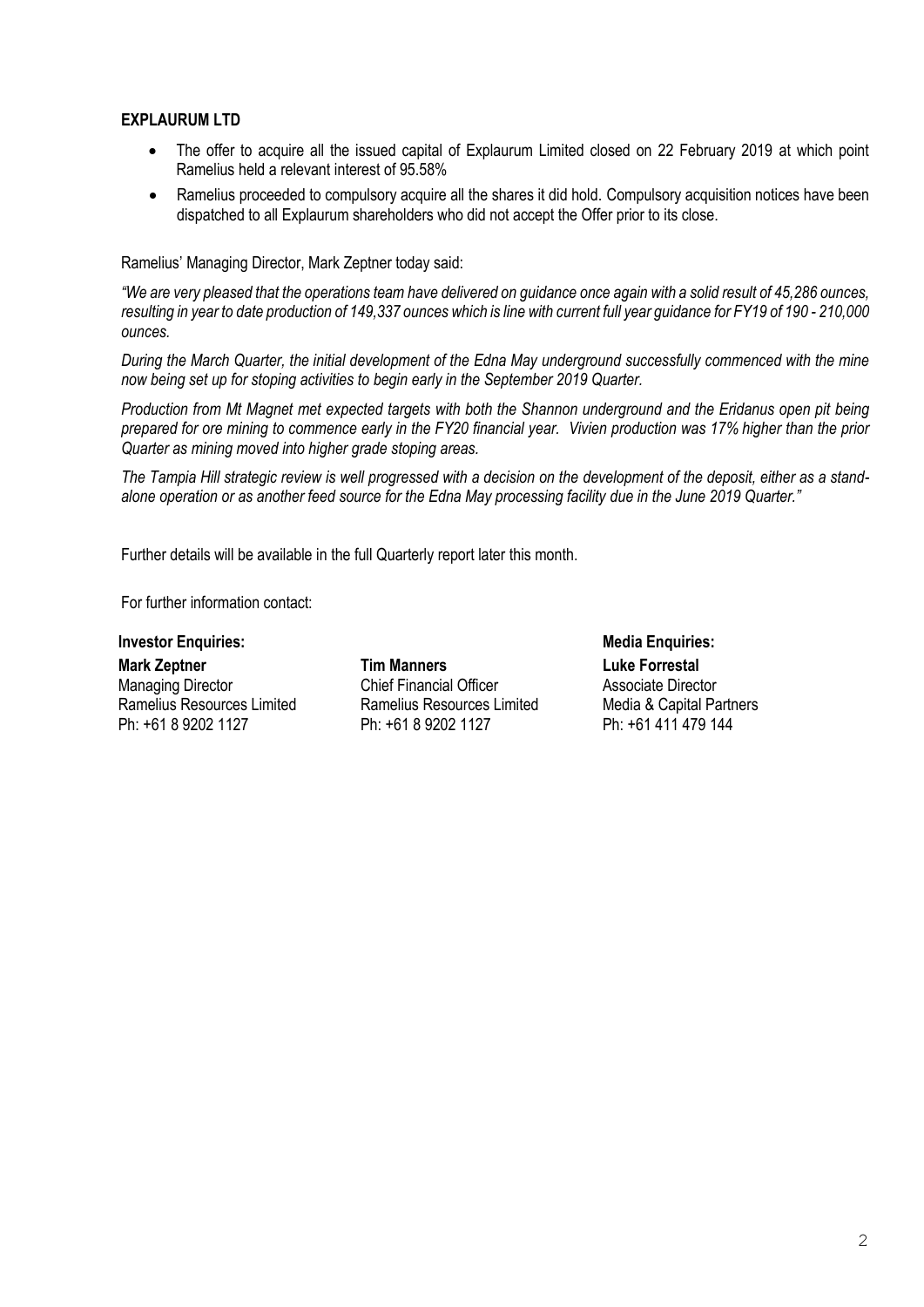### EXPLAURUM LTD

- The offer to acquire all the issued capital of Explaurum Limited closed on 22 February 2019 at which point Ramelius held a relevant interest of 95.58%
- Ramelius proceeded to compulsory acquire all the shares it did hold. Compulsory acquisition notices have been dispatched to all Explaurum shareholders who did not accept the Offer prior to its close.

Ramelius' Managing Director, Mark Zeptner today said:

*"We are very pleased that the operations team have delivered on guidance once again with a solid result of 45,286 ounces, resulting in year to date production of 149,337 ounces which is line with current full year guidance for FY19 of 190 - 210,000 ounces.*

*During the March Quarter, the initial development of the Edna May underground successfully commenced with the mine now being set up for stoping activities to begin early in the September 2019 Quarter.*

*Production from Mt Magnet met expected targets with both the Shannon underground and the Eridanus open pit being prepared for ore mining to commence early in the FY20 financial year. Vivien production was 17% higher than the prior Quarter as mining moved into higher grade stoping areas.*

*The Tampia Hill strategic review is well progressed with a decision on the development of the deposit, either as a stand-alone operation or as another feed source for the Edna May processing facility due in the June 2019 Quarter."*

Further details will be available in the full Quarterly report later this month.

For further information contact:

**Investor Enquiries:**

**Mark Zeptner**
Managing Director
Ramelius Resources Limited
Ph: +61 8 9202 1127

**Tim Manners**
Chief Financial Officer
Ramelius Resources Limited
Ph: +61 8 9202 1127

**Media Enquiries:**

**Luke Forrestal**
Associate Director
Media & Capital Partners
Ph: +61 411 479 144